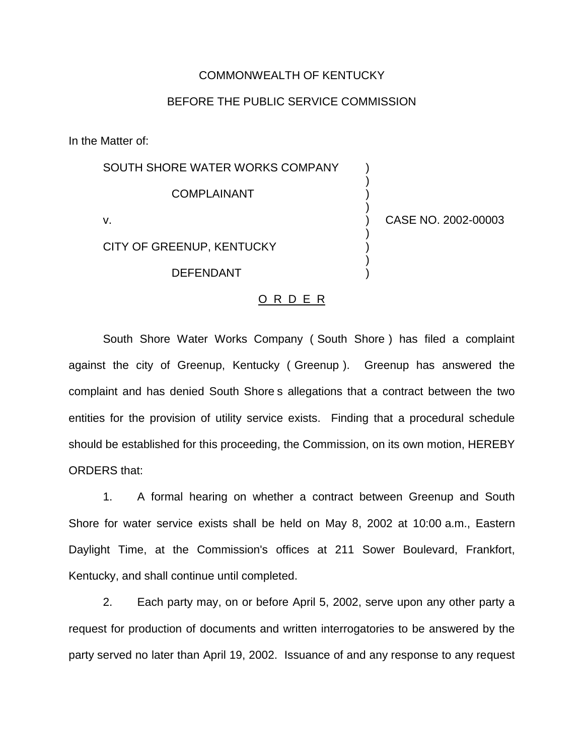COMMONWEALTH OF KENTUCKY

BEFORE THE PUBLIC SERVICE COMMISSION

In the Matter of:

| | | |
|---|---|---|
| SOUTH SHORE WATER WORKS COMPANY<br><br>COMPLAINANT<br><br>v.<br><br>CITY OF GREENUP, KENTUCKY<br><br>DEFENDANT | ) | CASE NO. 2002-00003 |

## O R D E R

South Shore Water Works Company ( South Shore ) has filed a complaint against the city of Greenup, Kentucky ( Greenup ). Greenup has answered the complaint and has denied South Shore s allegations that a contract between the two entities for the provision of utility service exists. Finding that a procedural schedule should be established for this proceeding, the Commission, on its own motion, HEREBY ORDERS that:

1. A formal hearing on whether a contract between Greenup and South Shore for water service exists shall be held on May 8, 2002 at 10:00 a.m., Eastern Daylight Time, at the Commission's offices at 211 Sower Boulevard, Frankfort, Kentucky, and shall continue until completed.

2. Each party may, on or before April 5, 2002, serve upon any other party a request for production of documents and written interrogatories to be answered by the party served no later than April 19, 2002. Issuance of and any response to any request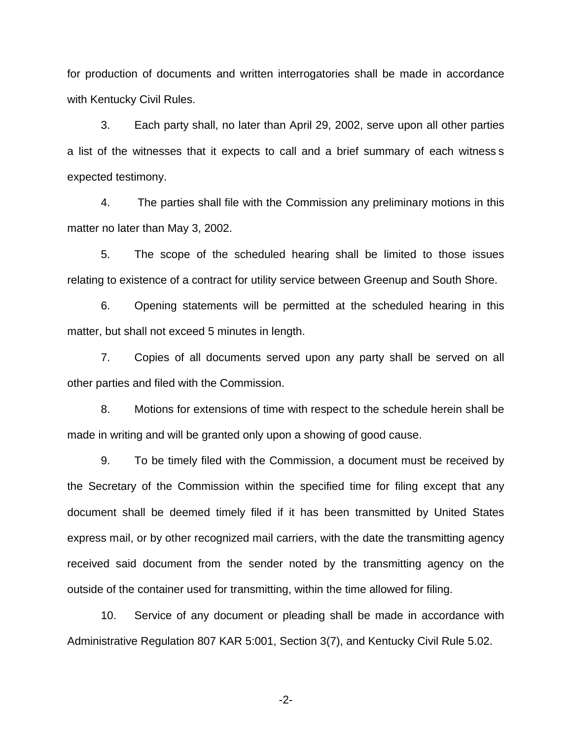for production of documents and written interrogatories shall be made in accordance with Kentucky Civil Rules.

3. Each party shall, no later than April 29, 2002, serve upon all other parties a list of the witnesses that it expects to call and a brief summary of each witness s expected testimony.

4. The parties shall file with the Commission any preliminary motions in this matter no later than May 3, 2002.

5. The scope of the scheduled hearing shall be limited to those issues relating to existence of a contract for utility service between Greenup and South Shore.

6. Opening statements will be permitted at the scheduled hearing in this matter, but shall not exceed 5 minutes in length.

7. Copies of all documents served upon any party shall be served on all other parties and filed with the Commission.

8. Motions for extensions of time with respect to the schedule herein shall be made in writing and will be granted only upon a showing of good cause.

9. To be timely filed with the Commission, a document must be received by the Secretary of the Commission within the specified time for filing except that any document shall be deemed timely filed if it has been transmitted by United States express mail, or by other recognized mail carriers, with the date the transmitting agency received said document from the sender noted by the transmitting agency on the outside of the container used for transmitting, within the time allowed for filing.

10. Service of any document or pleading shall be made in accordance with Administrative Regulation 807 KAR 5:001, Section 3(7), and Kentucky Civil Rule 5.02.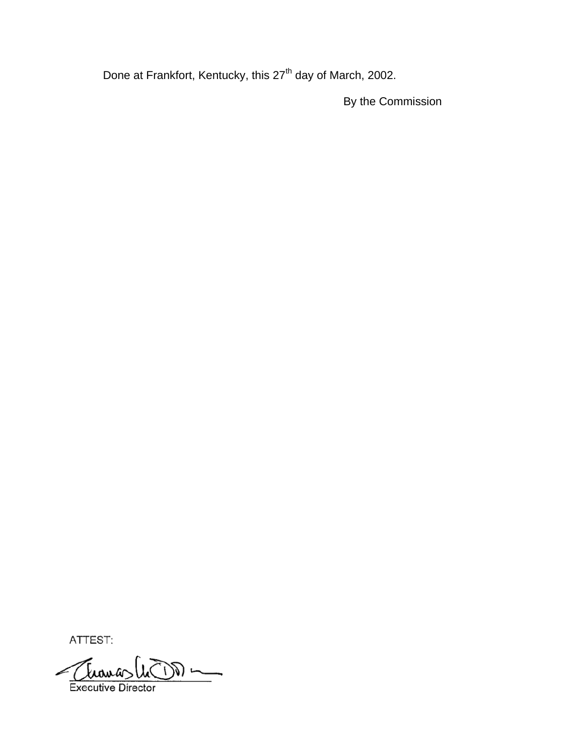Done at Frankfort, Kentucky, this 27th day of March, 2002.

By the Commission

ATTEST:

Executive Director